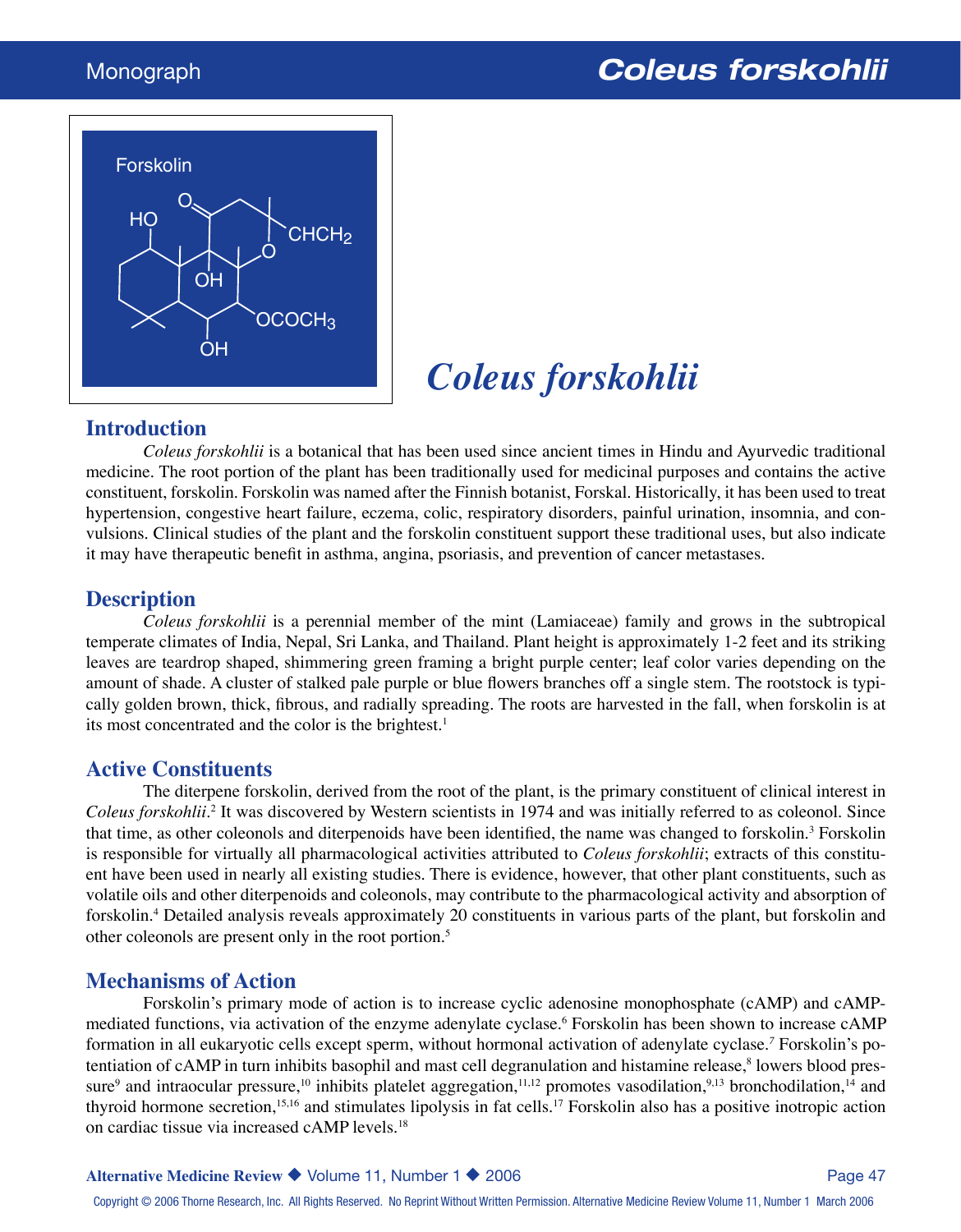# Coleus forskohlii

## Introduction

*Coleus forskohlii* is a botanical that has been used since ancient times in Hindu and Ayurvedic traditional medicine. The root portion of the plant has been traditionally used for medicinal purposes and contains the active constituent, forskolin. Forskolin was named after the Finnish botanist, Forskal. Historically, it has been used to treat hypertension, congestive heart failure, eczema, colic, respiratory disorders, painful urination, insomnia, and convulsions. Clinical studies of the plant and the forskolin constituent support these traditional uses, but also indicate it may have therapeutic benefit in asthma, angina, psoriasis, and prevention of cancer metastases.

## Description

*Coleus forskohlii* is a perennial member of the mint (Lamiaceae) family and grows in the subtropical temperate climates of India, Nepal, Sri Lanka, and Thailand. Plant height is approximately 1-2 feet and its striking leaves are teardrop shaped, shimmering green framing a bright purple center; leaf color varies depending on the amount of shade. A cluster of stalked pale purple or blue flowers branches off a single stem. The rootstock is typically golden brown, thick, fibrous, and radially spreading. The roots are harvested in the fall, when forskolin is at its most concentrated and the color is the brightest.[1]

## Active Constituents

The diterpene forskolin, derived from the root of the plant, is the primary constituent of clinical interest in *Coleus forskohlii*.[2] It was discovered by Western scientists in 1974 and was initially referred to as coleonol. Since that time, as other coleonols and diterpenoids have been identified, the name was changed to forskolin.[3] Forskolin is responsible for virtually all pharmacological activities attributed to *Coleus forskohlii*; extracts of this constituent have been used in nearly all existing studies. There is evidence, however, that other plant constituents, such as volatile oils and other diterpenoids and coleonols, may contribute to the pharmacological activity and absorption of forskolin.[4] Detailed analysis reveals approximately 20 constituents in various parts of the plant, but forskolin and other coleonols are present only in the root portion.[5]

## Mechanisms of Action

Forskolin's primary mode of action is to increase cyclic adenosine monophosphate (cAMP) and cAMP-mediated functions, via activation of the enzyme adenylate cyclase.[6] Forskolin has been shown to increase cAMP formation in all eukaryotic cells except sperm, without hormonal activation of adenylate cyclase.[7] Forskolin's potentiation of cAMP in turn inhibits basophil and mast cell degranulation and histamine release,[8] lowers blood pressure[9] and intraocular pressure,[10] inhibits platelet aggregation,[11,12] promotes vasodilation,[9,13] bronchodilation,[14] and thyroid hormone secretion,[15,16] and stimulates lipolysis in fat cells.[17] Forskolin also has a positive inotropic action on cardiac tissue via increased cAMP levels.[18]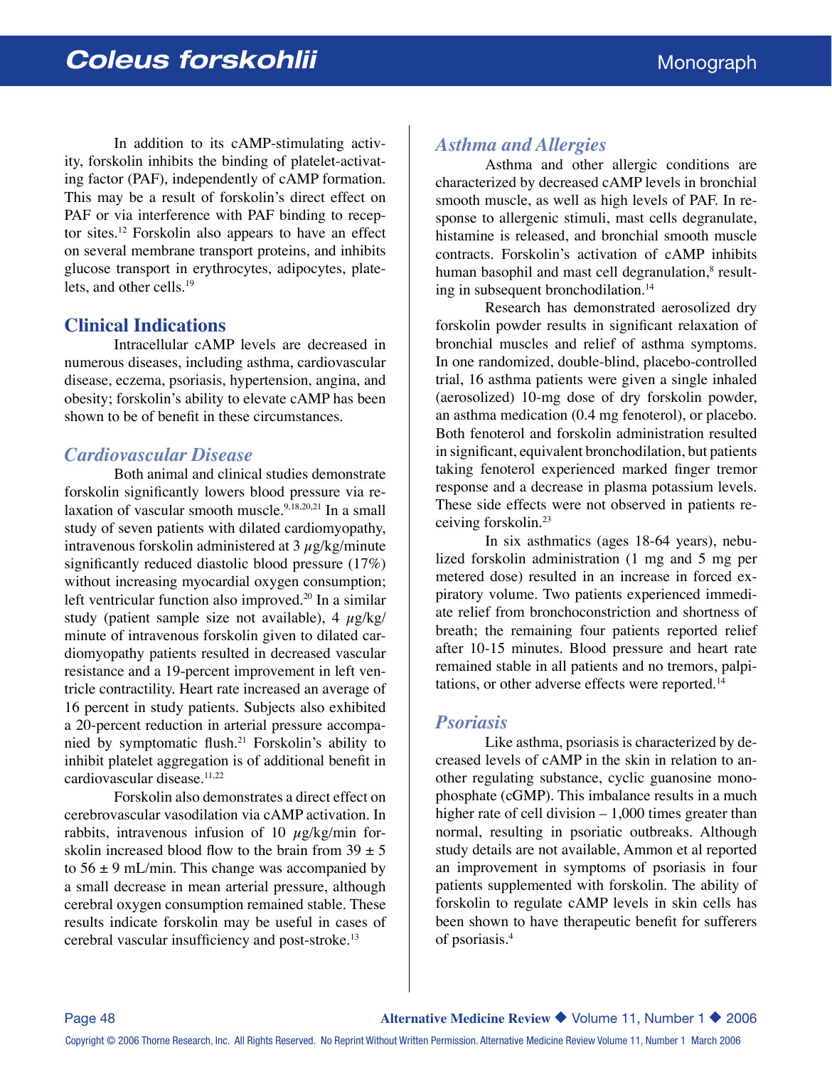In addition to its cAMP-stimulating activity, forskolin inhibits the binding of platelet-activating factor (PAF), independently of cAMP formation. This may be a result of forskolin's direct effect on PAF or via interference with PAF binding to receptor sites.[12] Forskolin also appears to have an effect on several membrane transport proteins, and inhibits glucose transport in erythrocytes, adipocytes, platelets, and other cells.[19]

## Clinical Indications

Intracellular cAMP levels are decreased in numerous diseases, including asthma, cardiovascular disease, eczema, psoriasis, hypertension, angina, and obesity; forskolin's ability to elevate cAMP has been shown to be of benefit in these circumstances.

### *Cardiovascular Disease*

Both animal and clinical studies demonstrate forskolin significantly lowers blood pressure via relaxation of vascular smooth muscle.[9,18,20,21] In a small study of seven patients with dilated cardiomyopathy, intravenous forskolin administered at 3 $\mu$g/kg/minute significantly reduced diastolic blood pressure (17%) without increasing myocardial oxygen consumption; left ventricular function also improved.[20] In a similar study (patient sample size not available), 4 $\mu$g/kg/minute of intravenous forskolin given to dilated cardiomyopathy patients resulted in decreased vascular resistance and a 19-percent improvement in left ventricle contractility. Heart rate increased an average of 16 percent in study patients. Subjects also exhibited a 20-percent reduction in arterial pressure accompanied by symptomatic flush.[21] Forskolin's ability to inhibit platelet aggregation is of additional benefit in cardiovascular disease.[11,22]

Forskolin also demonstrates a direct effect on cerebrovascular vasodilation via cAMP activation. In rabbits, intravenous infusion of 10 $\mu$g/kg/min forskolin increased blood flow to the brain from $39 \pm 5$ to $56 \pm 9$ mL/min. This change was accompanied by a small decrease in mean arterial pressure, although cerebral oxygen consumption remained stable. These results indicate forskolin may be useful in cases of cerebral vascular insufficiency and post-stroke.[13]

### *Asthma and Allergies*

Asthma and other allergic conditions are characterized by decreased cAMP levels in bronchial smooth muscle, as well as high levels of PAF. In response to allergenic stimuli, mast cells degranulate, histamine is released, and bronchial smooth muscle contracts. Forskolin's activation of cAMP inhibits human basophil and mast cell degranulation,[8] resulting in subsequent bronchodilation.[14]

Research has demonstrated aerosolized dry forskolin powder results in significant relaxation of bronchial muscles and relief of asthma symptoms. In one randomized, double-blind, placebo-controlled trial, 16 asthma patients were given a single inhaled (aerosolized) 10-mg dose of dry forskolin powder, an asthma medication (0.4 mg fenoterol), or placebo. Both fenoterol and forskolin administration resulted in significant, equivalent bronchodilation, but patients taking fenoterol experienced marked finger tremor response and a decrease in plasma potassium levels. These side effects were not observed in patients receiving forskolin.[23]

In six asthmatics (ages 18-64 years), nebulized forskolin administration (1 mg and 5 mg per metered dose) resulted in an increase in forced expiratory volume. Two patients experienced immediate relief from bronchoconstriction and shortness of breath; the remaining four patients reported relief after 10-15 minutes. Blood pressure and heart rate remained stable in all patients and no tremors, palpitations, or other adverse effects were reported.[14]

### *Psoriasis*

Like asthma, psoriasis is characterized by decreased levels of cAMP in the skin in relation to another regulating substance, cyclic guanosine monophosphate (cGMP). This imbalance results in a much higher rate of cell division – 1,000 times greater than normal, resulting in psoriatic outbreaks. Although study details are not available, Ammon et al reported an improvement in symptoms of psoriasis in four patients supplemented with forskolin. The ability of forskolin to regulate cAMP levels in skin cells has been shown to have therapeutic benefit for sufferers of psoriasis.[4]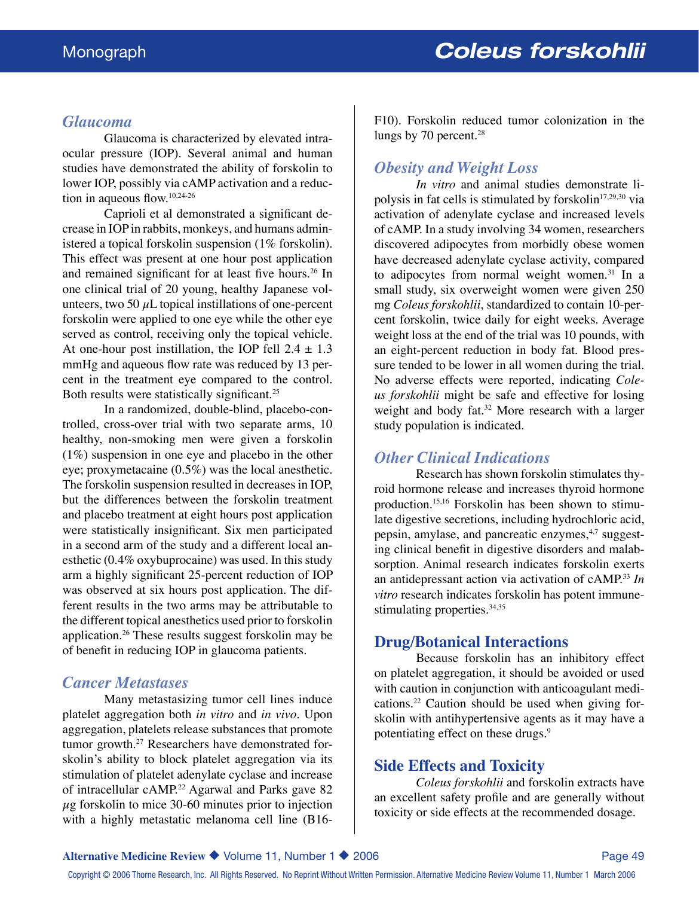### *Glaucoma*

Glaucoma is characterized by elevated intraocular pressure (IOP). Several animal and human studies have demonstrated the ability of forskolin to lower IOP, possibly via cAMP activation and a reduction in aqueous flow.[10,24-26]

Caprioli et al demonstrated a significant decrease in IOP in rabbits, monkeys, and humans administered a topical forskolin suspension (1% forskolin). This effect was present at one hour post application and remained significant for at least five hours.[26] In one clinical trial of 20 young, healthy Japanese volunteers, two 50 $\mu$L topical instillations of one-percent forskolin were applied to one eye while the other eye served as control, receiving only the topical vehicle. At one-hour post instillation, the IOP fell 2.4 ± 1.3 mmHg and aqueous flow rate was reduced by 13 percent in the treatment eye compared to the control. Both results were statistically significant.[25]

In a randomized, double-blind, placebo-controlled, cross-over trial with two separate arms, 10 healthy, non-smoking men were given a forskolin (1%) suspension in one eye and placebo in the other eye; proxymetacaine (0.5%) was the local anesthetic. The forskolin suspension resulted in decreases in IOP, but the differences between the forskolin treatment and placebo treatment at eight hours post application were statistically insignificant. Six men participated in a second arm of the study and a different local anesthetic (0.4% oxybuprocaine) was used. In this study arm a highly significant 25-percent reduction of IOP was observed at six hours post application. The different results in the two arms may be attributable to the different topical anesthetics used prior to forskolin application.[26] These results suggest forskolin may be of benefit in reducing IOP in glaucoma patients.

### *Cancer Metastases*

Many metastasizing tumor cell lines induce platelet aggregation both *in vitro* and *in vivo*. Upon aggregation, platelets release substances that promote tumor growth.[27] Researchers have demonstrated forskolin's ability to block platelet aggregation via its stimulation of platelet adenylate cyclase and increase of intracellular cAMP.[22] Agarwal and Parks gave 82 $\mu$g forskolin to mice 30-60 minutes prior to injection with a highly metastatic melanoma cell line (B16-F10). Forskolin reduced tumor colonization in the lungs by 70 percent.[28]

### *Obesity and Weight Loss*

*In vitro* and animal studies demonstrate lipolysis in fat cells is stimulated by forskolin[17,29,30] via activation of adenylate cyclase and increased levels of cAMP. In a study involving 34 women, researchers discovered adipocytes from morbidly obese women have decreased adenylate cyclase activity, compared to adipocytes from normal weight women.[31] In a small study, six overweight women were given 250 mg *Coleus forskohlii*, standardized to contain 10-percent forskolin, twice daily for eight weeks. Average weight loss at the end of the trial was 10 pounds, with an eight-percent reduction in body fat. Blood pressure tended to be lower in all women during the trial. No adverse effects were reported, indicating *Coleus forskohlii* might be safe and effective for losing weight and body fat.[32] More research with a larger study population is indicated.

### *Other Clinical Indications*

Research has shown forskolin stimulates thyroid hormone release and increases thyroid hormone production.[15,16] Forskolin has been shown to stimulate digestive secretions, including hydrochloric acid, pepsin, amylase, and pancreatic enzymes,[4,7] suggesting clinical benefit in digestive disorders and malabsorption. Animal research indicates forskolin exerts an antidepressant action via activation of cAMP.[33] *In vitro* research indicates forskolin has potent immune-stimulating properties.[34,35]

## Drug/Botanical Interactions

Because forskolin has an inhibitory effect on platelet aggregation, it should be avoided or used with caution in conjunction with anticoagulant medications.[22] Caution should be used when giving forskolin with antihypertensive agents as it may have a potentiating effect on these drugs.[9]

## Side Effects and Toxicity

*Coleus forskohlii* and forskolin extracts have an excellent safety profile and are generally without toxicity or side effects at the recommended dosage.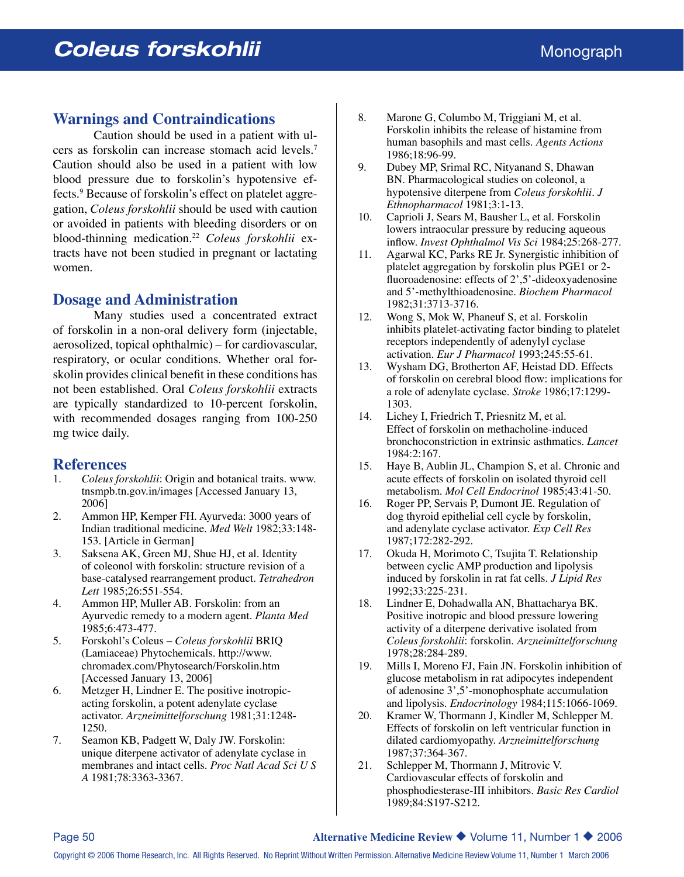## Warnings and Contraindications

Caution should be used in a patient with ulcers as forskolin can increase stomach acid levels.[7] Caution should also be used in a patient with low blood pressure due to forskolin's hypotensive effects.[9] Because of forskolin's effect on platelet aggregation, *Coleus forskohlii* should be used with caution or avoided in patients with bleeding disorders or on blood-thinning medication.[22] *Coleus forskohlii* extracts have not been studied in pregnant or lactating women.

## Dosage and Administration

Many studies used a concentrated extract of forskolin in a non-oral delivery form (injectable, aerosolized, topical ophthalmic) – for cardiovascular, respiratory, or ocular conditions. Whether oral forskolin provides clinical benefit in these conditions has not been established. Oral *Coleus forskohlii* extracts are typically standardized to 10-percent forskolin, with recommended dosages ranging from 100-250 mg twice daily.

## References

1. *Coleus forskohlii*: Origin and botanical traits. www.tnsmpb.tn.gov.in/images [Accessed January 13, 2006]
2. Ammon HP, Kemper FH. Ayurveda: 3000 years of Indian traditional medicine. *Med Welt* 1982;33:148-153. [Article in German]
3. Saksena AK, Green MJ, Shue HJ, et al. Identity of coleonol with forskolin: structure revision of a base-catalysed rearrangement product. *Tetrahedron Lett* 1985;26:551-554.
4. Ammon HP, Muller AB. Forskolin: from an Ayurvedic remedy to a modern agent. *Planta Med* 1985;6:473-477.
5. Forskohl's Coleus – *Coleus forskohlii* BRIQ (Lamiaceae) Phytochemicals. http://www.chromadex.com/Phytosearch/Forskolin.htm [Accessed January 13, 2006]
6. Metzger H, Lindner E. The positive inotropic-acting forskolin, a potent adenylate cyclase activator. *Arzneimittelforschung* 1981;31:1248-1250.
7. Seamon KB, Padgett W, Daly JW. Forskolin: unique diterpene activator of adenylate cyclase in membranes and intact cells. *Proc Natl Acad Sci U S A* 1981;78:3363-3367.
8. Marone G, Columbo M, Triggiani M, et al. Forskolin inhibits the release of histamine from human basophils and mast cells. *Agents Actions* 1986;18:96-99.
9. Dubey MP, Srimal RC, Nityanand S, Dhawan BN. Pharmacological studies on coleonol, a hypotensive diterpene from *Coleus forskohlii*. *J Ethnopharmacol* 1981;3:1-13.
10. Caprioli J, Sears M, Bausher L, et al. Forskolin lowers intraocular pressure by reducing aqueous inflow. *Invest Ophthalmol Vis Sci* 1984;25:268-277.
11. Agarwal KC, Parks RE Jr. Synergistic inhibition of platelet aggregation by forskolin plus PGE1 or 2-fluoroadenosine: effects of 2',5'-dideoxyadenosine and 5'-methylthioadenosine. *Biochem Pharmacol* 1982;31:3713-3716.
12. Wong S, Mok W, Phaneuf S, et al. Forskolin inhibits platelet-activating factor binding to platelet receptors independently of adenylyl cyclase activation. *Eur J Pharmacol* 1993;245:55-61.
13. Wysham DG, Brotherton AF, Heistad DD. Effects of forskolin on cerebral blood flow: implications for a role of adenylate cyclase. *Stroke* 1986;17:1299-1303.
14. Lichey I, Friedrich T, Priesnitz M, et al. Effect of forskolin on methacholine-induced bronchoconstriction in extrinsic asthmatics. *Lancet* 1984:2:167.
15. Haye B, Aublin JL, Champion S, et al. Chronic and acute effects of forskolin on isolated thyroid cell metabolism. *Mol Cell Endocrinol* 1985;43:41-50.
16. Roger PP, Servais P, Dumont JE. Regulation of dog thyroid epithelial cell cycle by forskolin, and adenylate cyclase activator. *Exp Cell Res* 1987;172:282-292.
17. Okuda H, Morimoto C, Tsujita T. Relationship between cyclic AMP production and lipolysis induced by forskolin in rat fat cells. *J Lipid Res* 1992;33:225-231.
18. Lindner E, Dohadwalla AN, Bhattacharya BK. Positive inotropic and blood pressure lowering activity of a diterpene derivative isolated from *Coleus forskohlii*: forskolin. *Arzneimittelforschung* 1978;28:284-289.
19. Mills I, Moreno FJ, Fain JN. Forskolin inhibition of glucose metabolism in rat adipocytes independent of adenosine 3',5'-monophosphate accumulation and lipolysis. *Endocrinology* 1984;115:1066-1069.
20. Kramer W, Thormann J, Kindler M, Schlepper M. Effects of forskolin on left ventricular function in dilated cardiomyopathy. *Arzneimittelforschung* 1987;37:364-367.
21. Schlepper M, Thormann J, Mitrovic V. Cardiovascular effects of forskolin and phosphodiesterase-III inhibitors. *Basic Res Cardiol* 1989;84:S197-S212.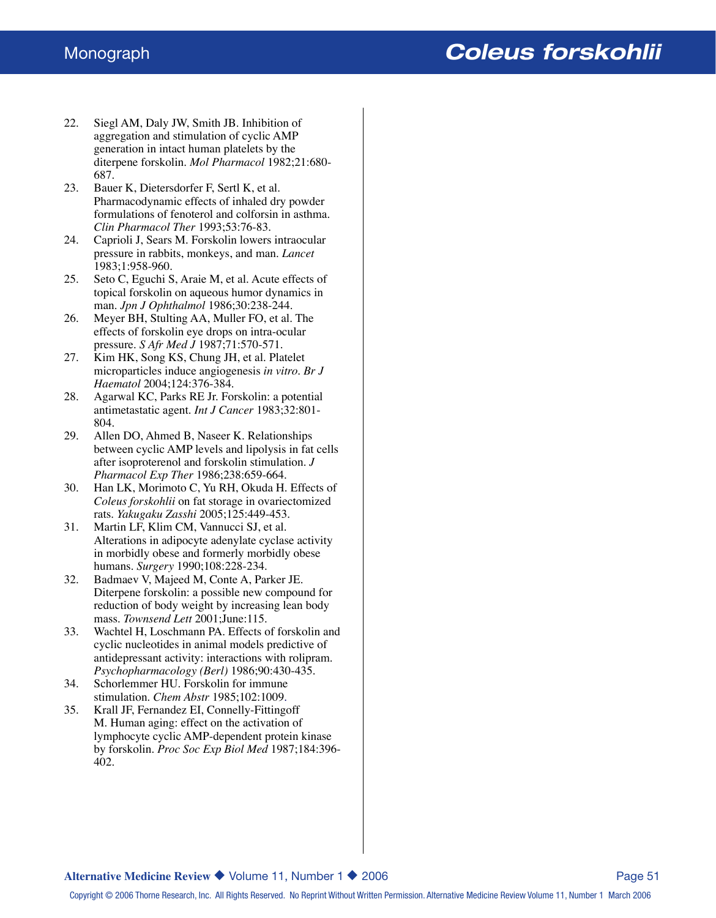22. Siegl AM, Daly JW, Smith JB. Inhibition of aggregation and stimulation of cyclic AMP generation in intact human platelets by the diterpene forskolin. *Mol Pharmacol* 1982;21:680-687.
23. Bauer K, Dietersdorfer F, Sertl K, et al. Pharmacodynamic effects of inhaled dry powder formulations of fenoterol and colforsin in asthma. *Clin Pharmacol Ther* 1993;53:76-83.
24. Caprioli J, Sears M. Forskolin lowers intraocular pressure in rabbits, monkeys, and man. *Lancet* 1983;1:958-960.
25. Seto C, Eguchi S, Araie M, et al. Acute effects of topical forskolin on aqueous humor dynamics in man. *Jpn J Ophthalmol* 1986;30:238-244.
26. Meyer BH, Stulting AA, Muller FO, et al. The effects of forskolin eye drops on intra-ocular pressure. *S Afr Med J* 1987;71:570-571.
27. Kim HK, Song KS, Chung JH, et al. Platelet microparticles induce angiogenesis *in vitro*. *Br J Haematol* 2004;124:376-384.
28. Agarwal KC, Parks RE Jr. Forskolin: a potential antimetastatic agent. *Int J Cancer* 1983;32:801-804.
29. Allen DO, Ahmed B, Naseer K. Relationships between cyclic AMP levels and lipolysis in fat cells after isoproterenol and forskolin stimulation. *J Pharmacol Exp Ther* 1986;238:659-664.
30. Han LK, Morimoto C, Yu RH, Okuda H. Effects of *Coleus forskohlii* on fat storage in ovariectomized rats. *Yakugaku Zasshi* 2005;125:449-453.
31. Martin LF, Klim CM, Vannucci SJ, et al. Alterations in adipocyte adenylate cyclase activity in morbidly obese and formerly morbidly obese humans. *Surgery* 1990;108:228-234.
32. Badmaev V, Majeed M, Conte A, Parker JE. Diterpene forskolin: a possible new compound for reduction of body weight by increasing lean body mass. *Townsend Lett* 2001;June:115.
33. Wachtel H, Loschmann PA. Effects of forskolin and cyclic nucleotides in animal models predictive of antidepressant activity: interactions with rolipram. *Psychopharmacology (Berl)* 1986;90:430-435.
34. Schorlemmer HU. Forskolin for immune stimulation. *Chem Abstr* 1985;102:1009.
35. Krall JF, Fernandez EI, Connelly-Fittingoff M. Human aging: effect on the activation of lymphocyte cyclic AMP-dependent protein kinase by forskolin. *Proc Soc Exp Biol Med* 1987;184:396-402.